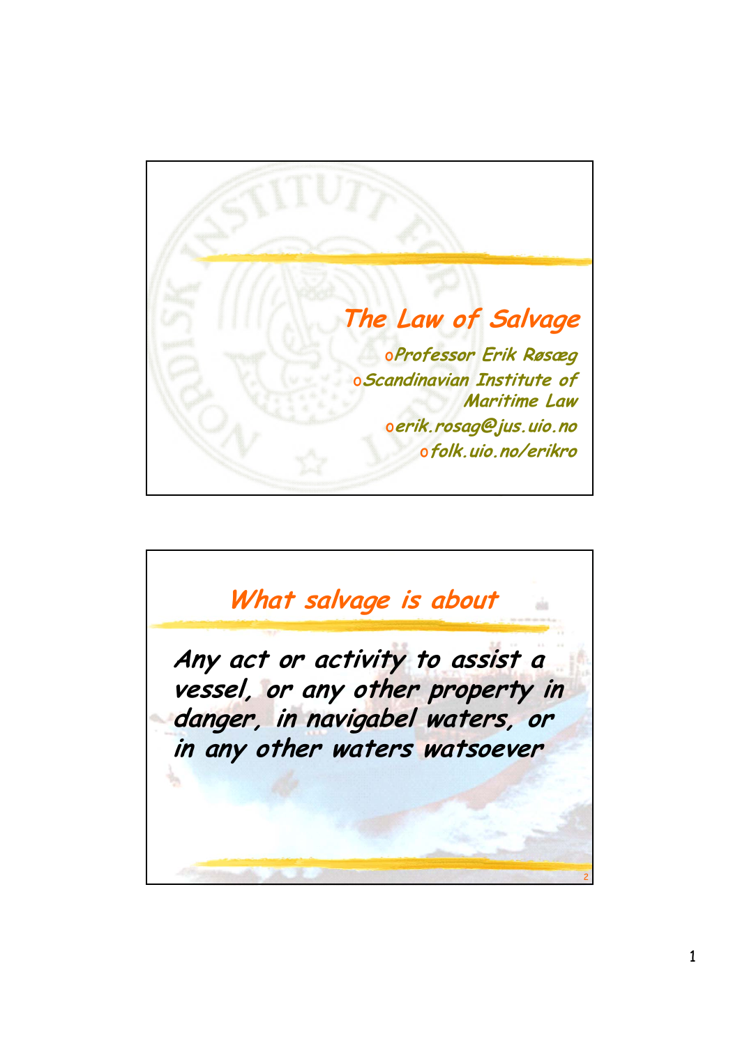# The Law of Salvage

- Professor Erik Røsæg
- Scandinavian Institute of Maritime Law
- erik.rosag@jus.uio.no
- folk.uio.no/erikro

## What salvage is about

**Any act or activity to assist a vessel, or any other property in danger, in navigabel waters, or in any other waters watsoever**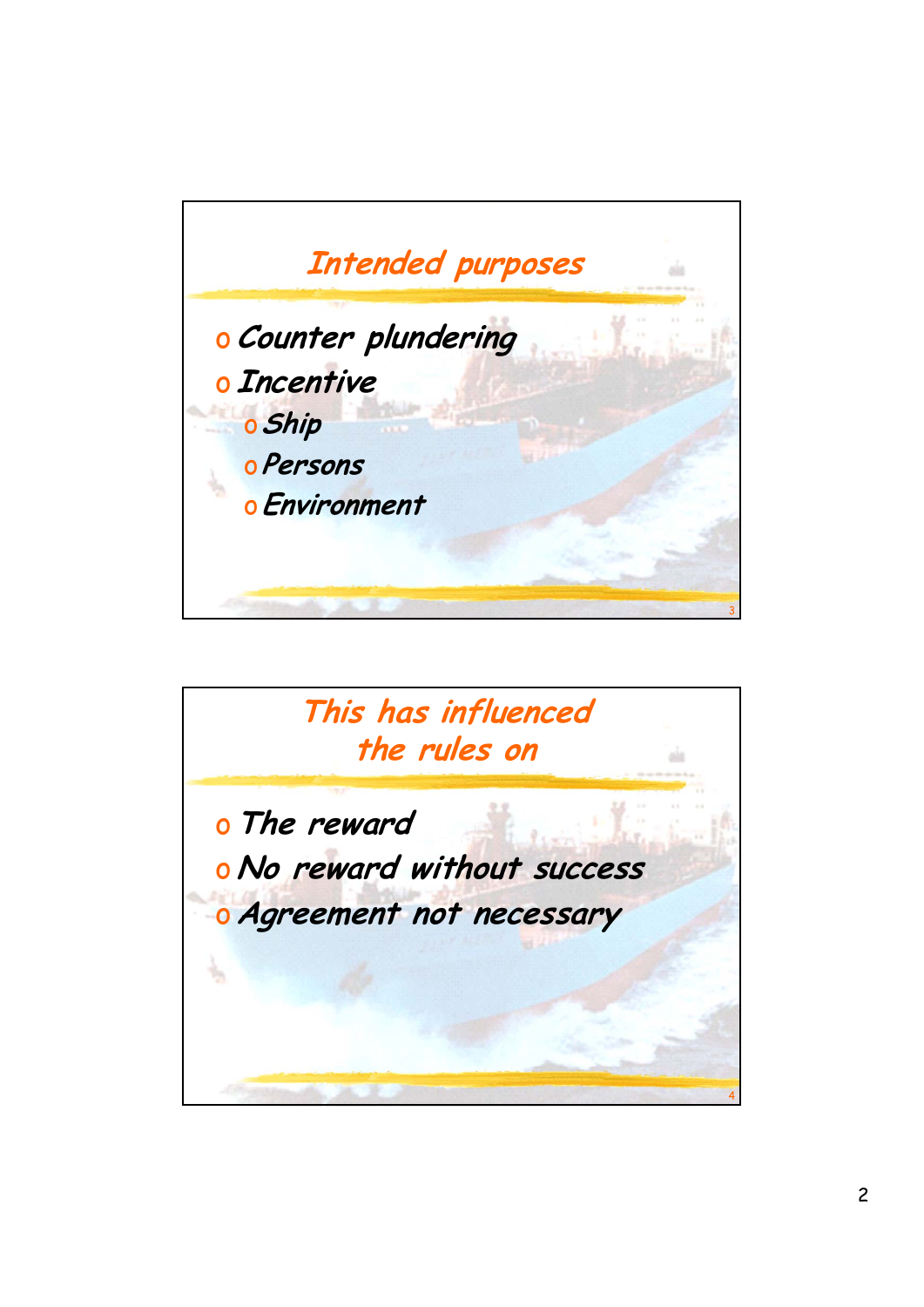## Intended purposes

- Counter plundering
- Incentive
  - Ship
  - Persons
  - Environment

## This has influenced the rules on

- The reward
- No reward without success
- Agreement not necessary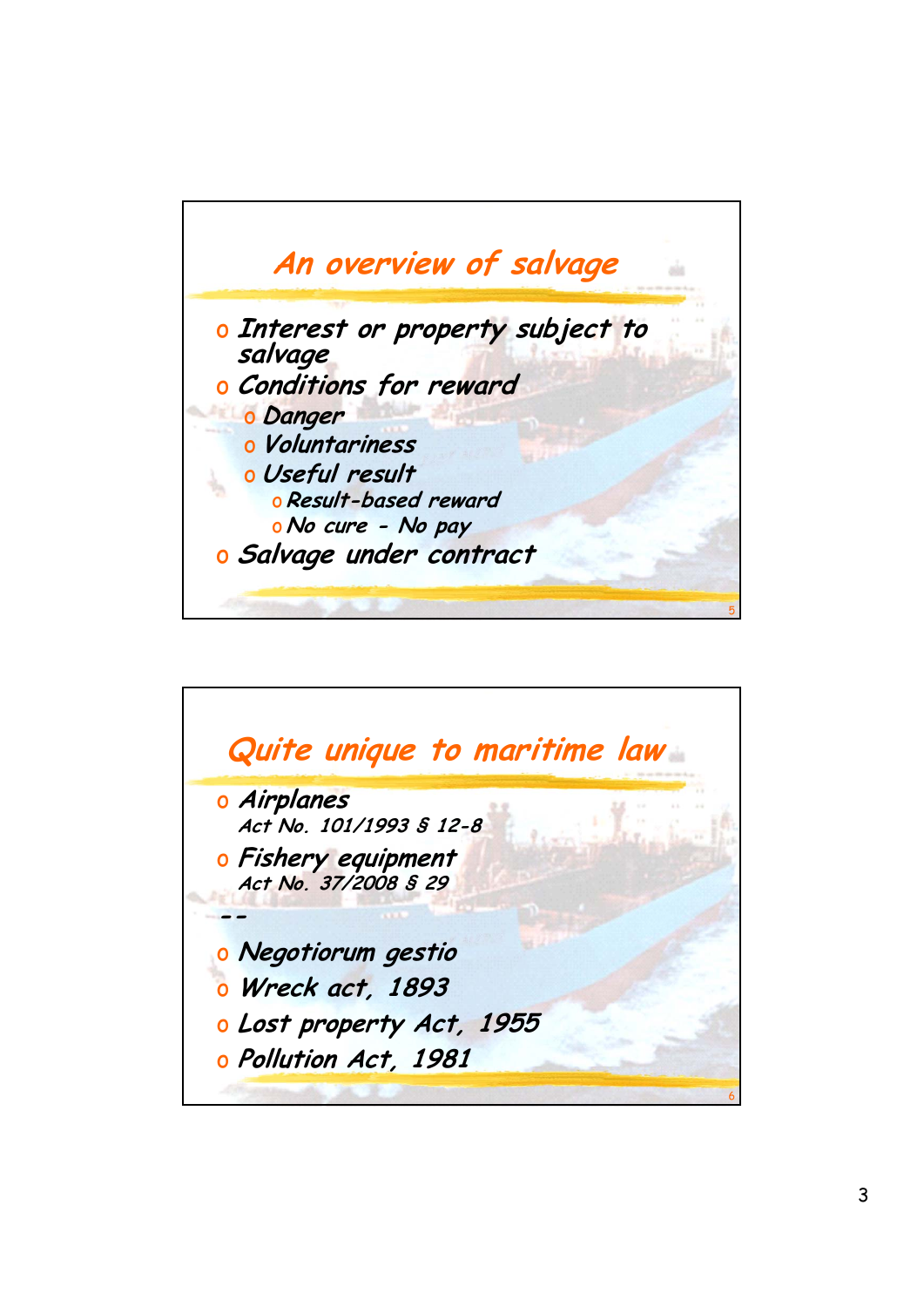## An overview of salvage

- Interest or property subject to salvage
- Conditions for reward
  - Danger
  - Voluntariness
  - Useful result
    - Result-based reward
    - No cure - No pay
- Salvage under contract

## Quite unique to maritime law

- Airplanes
  Act No. 101/1993 § 12-8
- Fishery equipment
  Act No. 37/2008 § 29

--

- Negotiorum gestio
- Wreck act, 1893
- Lost property Act, 1955
- Pollution Act, 1981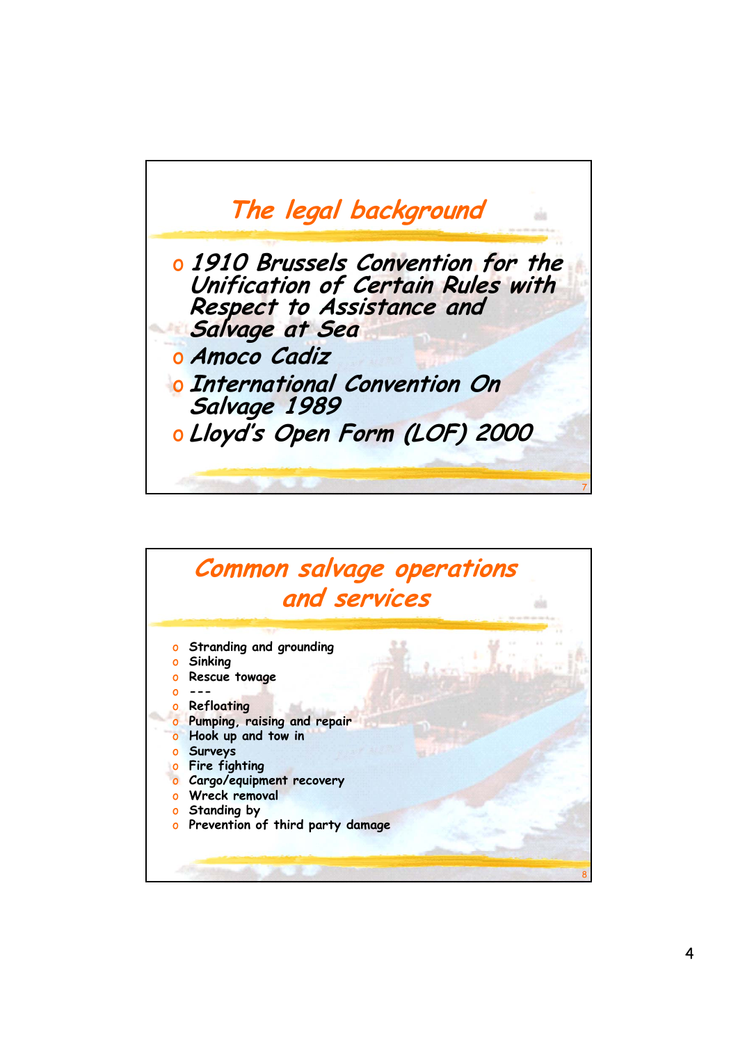## The legal background

- *1910 Brussels Convention for the Unification of Certain Rules with Respect to Assistance and Salvage at Sea*
- *Amoco Cadiz*
- *International Convention On Salvage 1989*
- *Lloyd's Open Form (LOF) 2000*

## Common salvage operations and services

- Stranding and grounding
- Sinking
- Rescue towage
- ---
- Refloating
- Pumping, raising and repair
- Hook up and tow in
- Surveys
- Fire fighting
- Cargo/equipment recovery
- Wreck removal
- Standing by
- Prevention of third party damage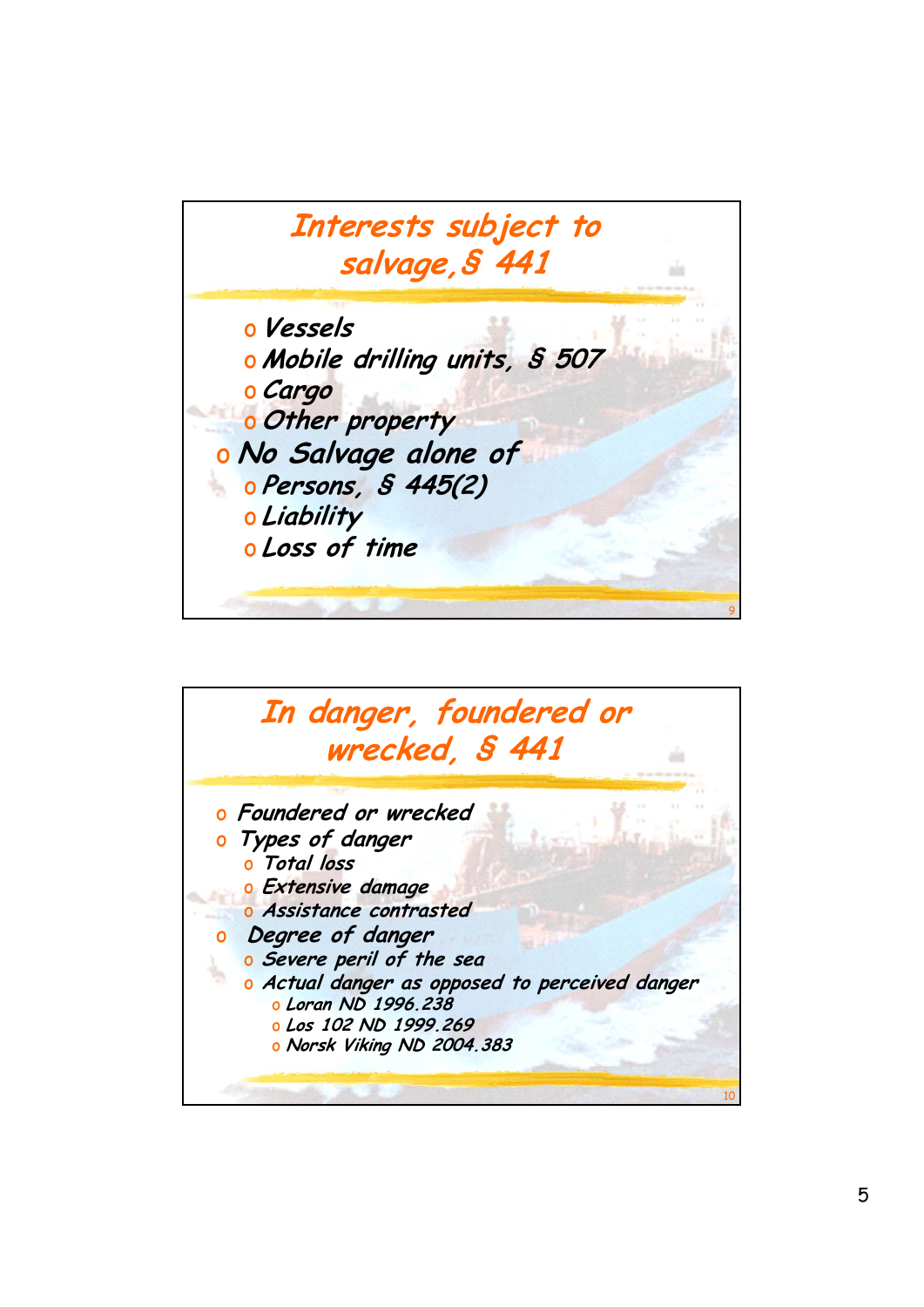## Interests subject to salvage, § 441

- Vessels
- Mobile drilling units, § 507
- Cargo
- Other property
- No Salvage alone of
  - Persons, § 445(2)
  - Liability
  - Loss of time

## In danger, foundered or wrecked, § 441

- Foundered or wrecked
- Types of danger
  - Total loss
  - Extensive damage
  - Assistance contrasted
- Degree of danger
  - Severe peril of the sea
  - Actual danger as opposed to perceived danger
    - Loran ND 1996.238
    - Los 102 ND 1999.269
    - Norsk Viking ND 2004.383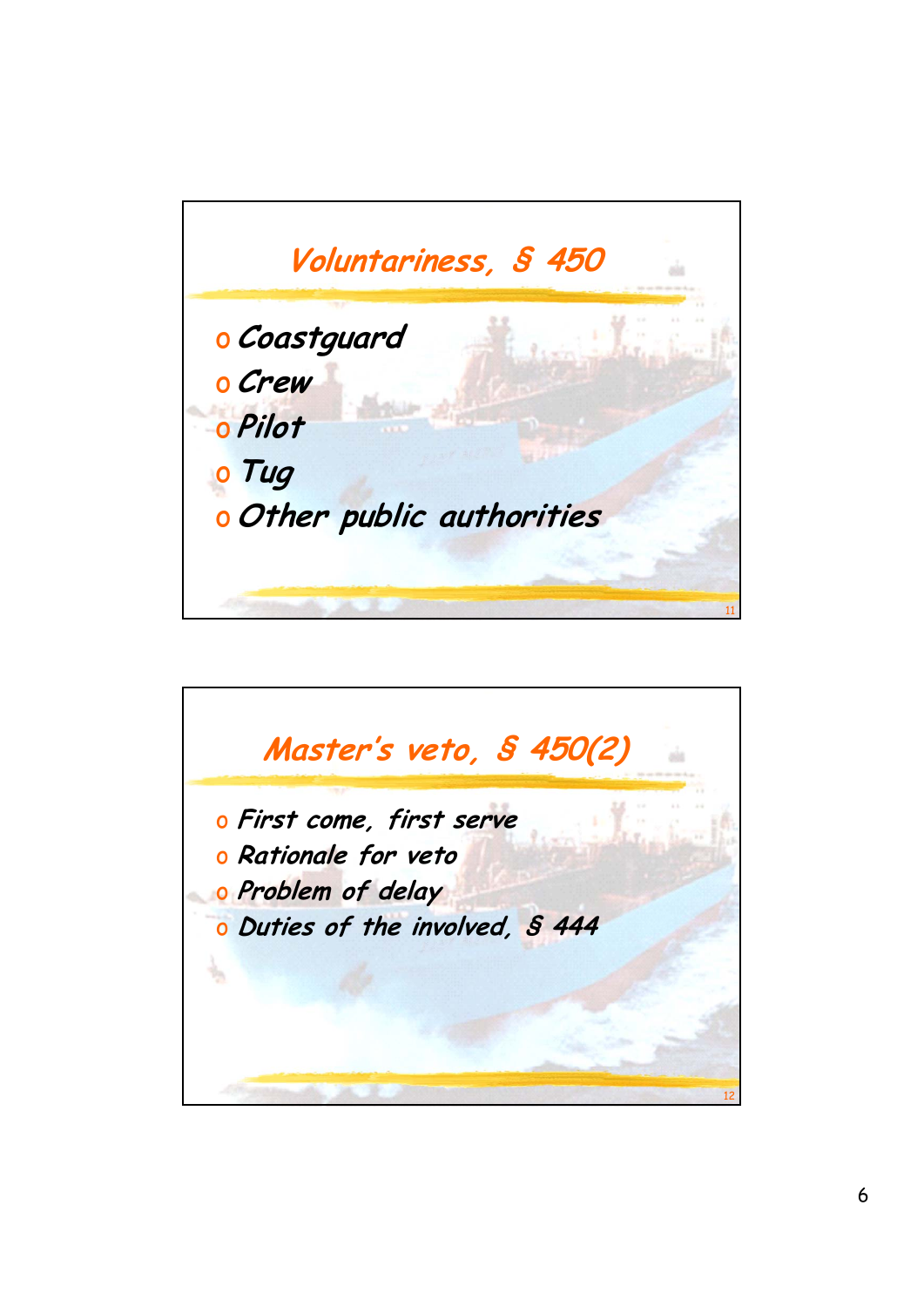## Voluntariness, § 450

- Coastguard
- Crew
- Pilot
- Tug
- Other public authorities

## Master's veto, § 450(2)

- First come, first serve
- Rationale for veto
- Problem of delay
- Duties of the involved, § 444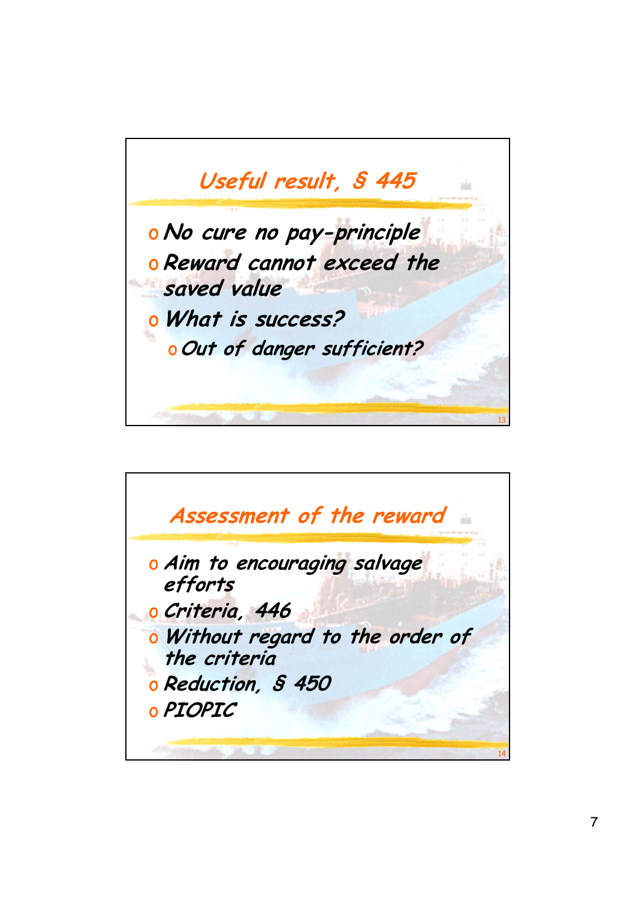## Useful result, § 445

- No cure no pay-principle
- Reward cannot exceed the saved value
- What is success?
  - Out of danger sufficient?

## Assessment of the reward

- Aim to encouraging salvage efforts
- Criteria, 446
- Without regard to the order of the criteria
- Reduction, § 450
- PIOPIC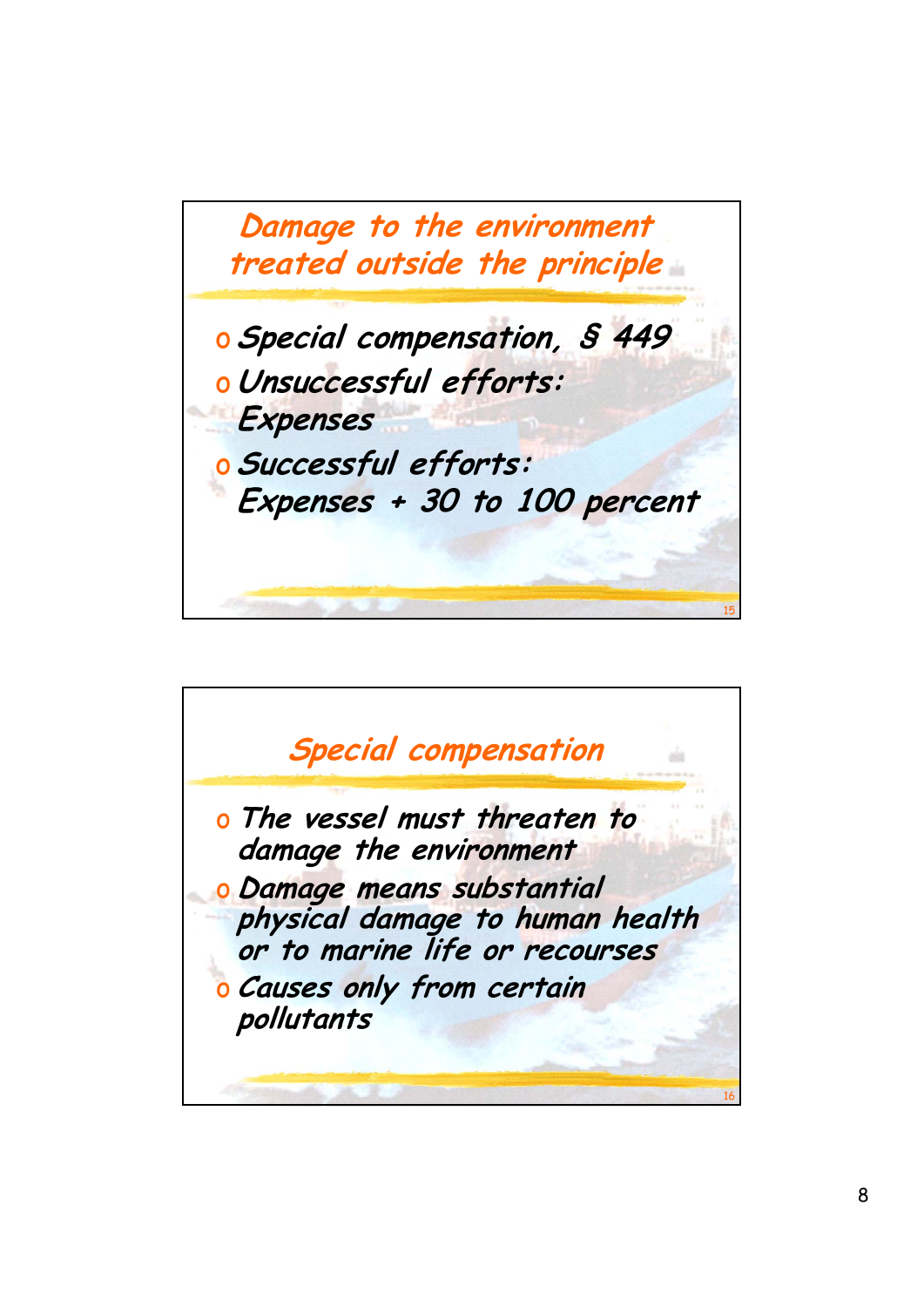## Damage to the environment treated outside the principle

- Special compensation, § 449
- Unsuccessful efforts: Expenses
- Successful efforts: Expenses + 30 to 100 percent

## Special compensation

- The vessel must threaten to damage the environment
- Damage means substantial physical damage to human health or to marine life or recourses
- Causes only from certain pollutants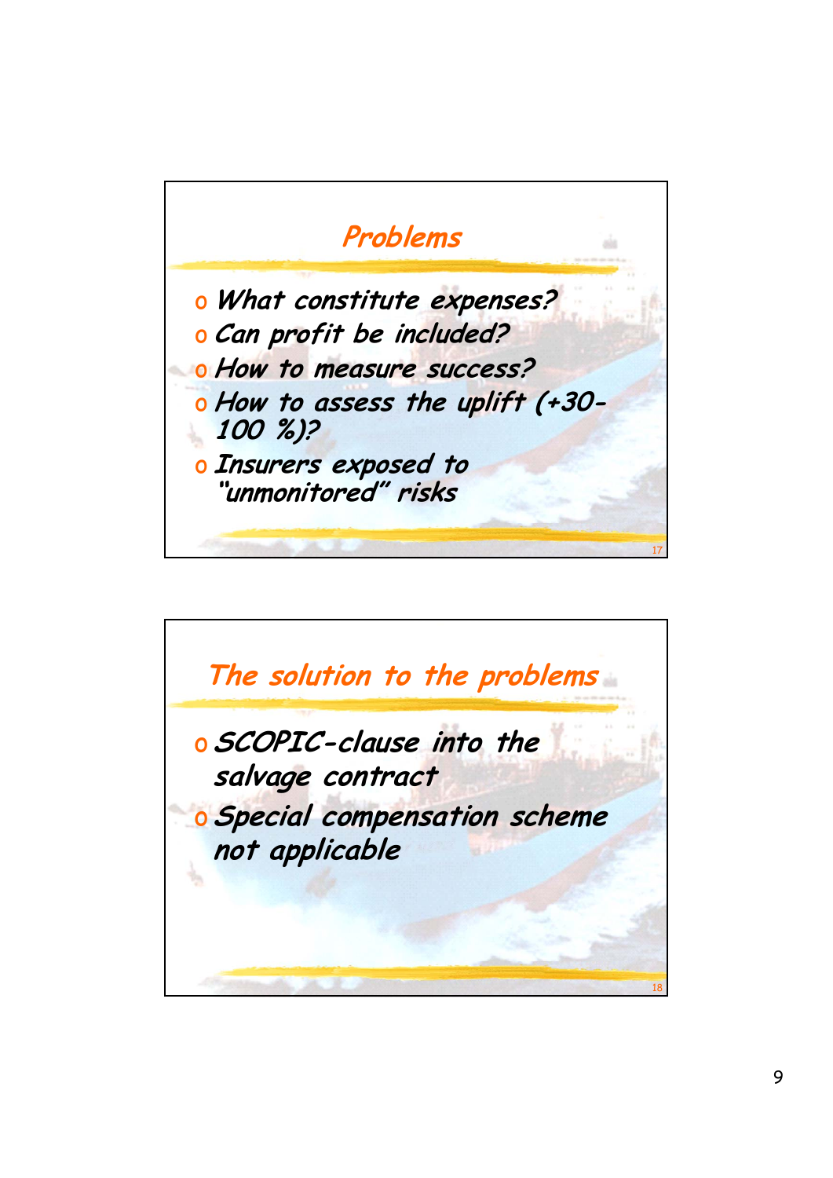## Problems

- *What constitute expenses?*
- *Can profit be included?*
- *How to measure success?*
- *How to assess the uplift (+30-100 %)?*
- *Insurers exposed to "unmonitored" risks*

## The solution to the problems

- *SCOPIC-clause into the salvage contract*
- *Special compensation scheme not applicable*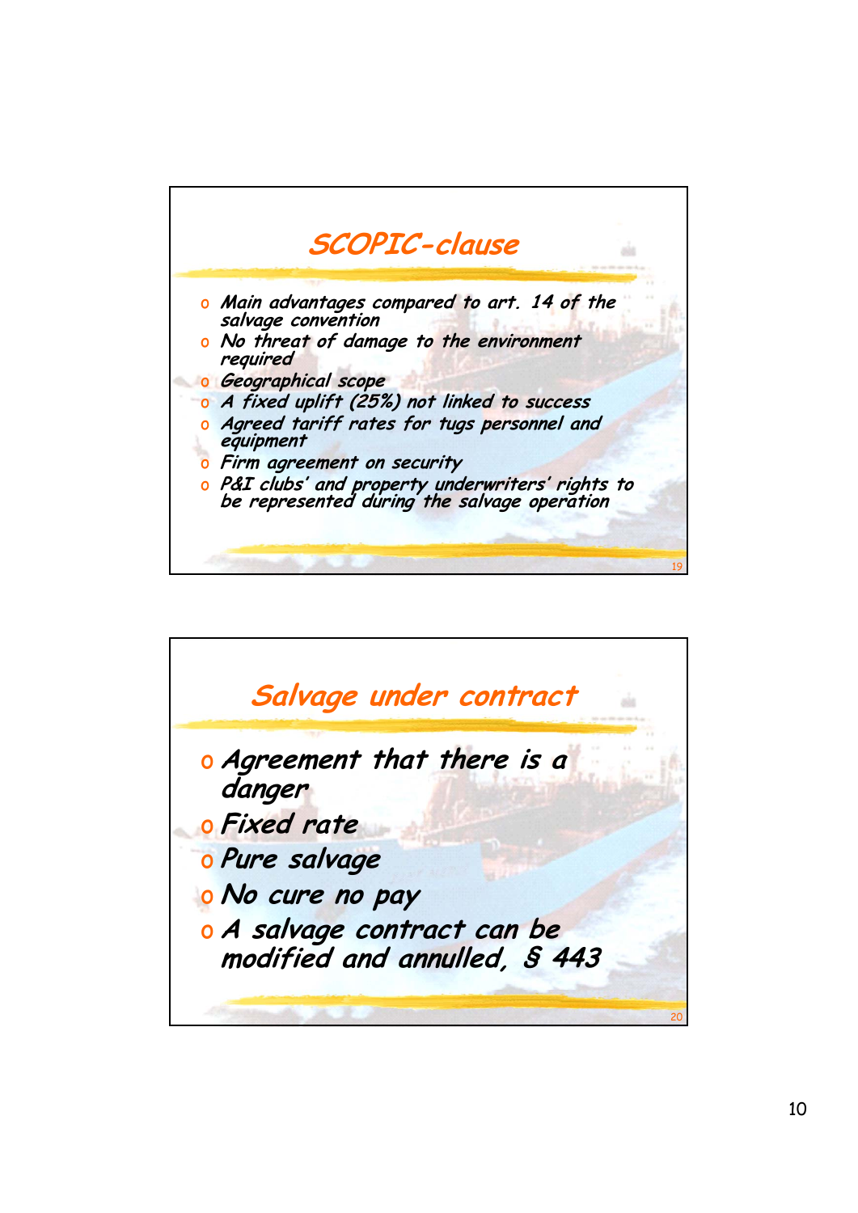## SCOPIC-clause

- Main advantages compared to art. 14 of the salvage convention
- No threat of damage to the environment required
- Geographical scope
- A fixed uplift (25%) not linked to success
- Agreed tariff rates for tugs personnel and equipment
- Firm agreement on security
- P&I clubs' and property underwriters' rights to be represented during the salvage operation

## Salvage under contract

- Agreement that there is a danger
- Fixed rate
- Pure salvage
- No cure no pay
- A salvage contract can be modified and annulled, § 443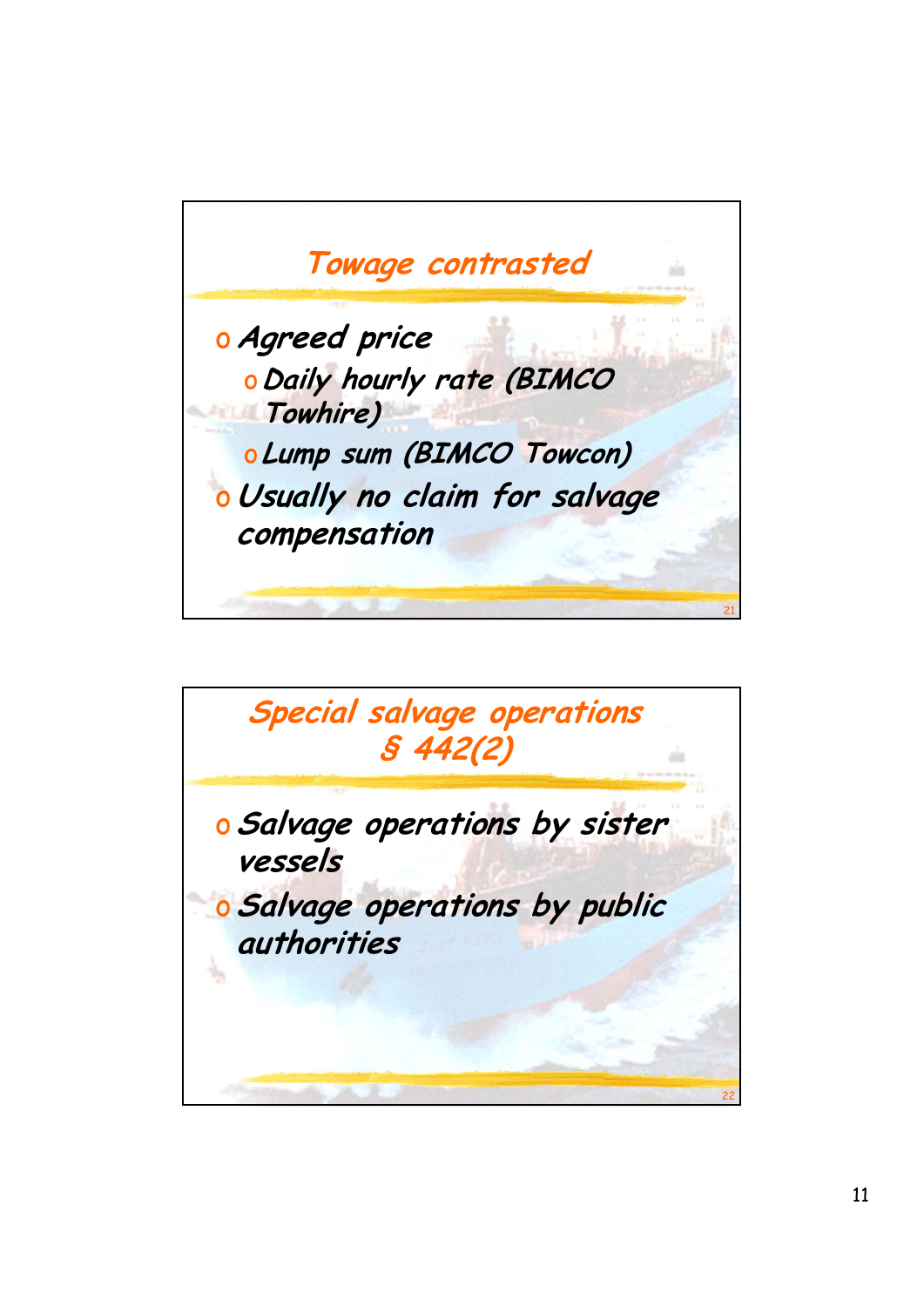## Towage contrasted

- Agreed price
  - Daily hourly rate (BIMCO Towhire)
  - Lump sum (BIMCO Towcon)
- Usually no claim for salvage compensation

## Special salvage operations § 442(2)

- Salvage operations by sister vessels
- Salvage operations by public authorities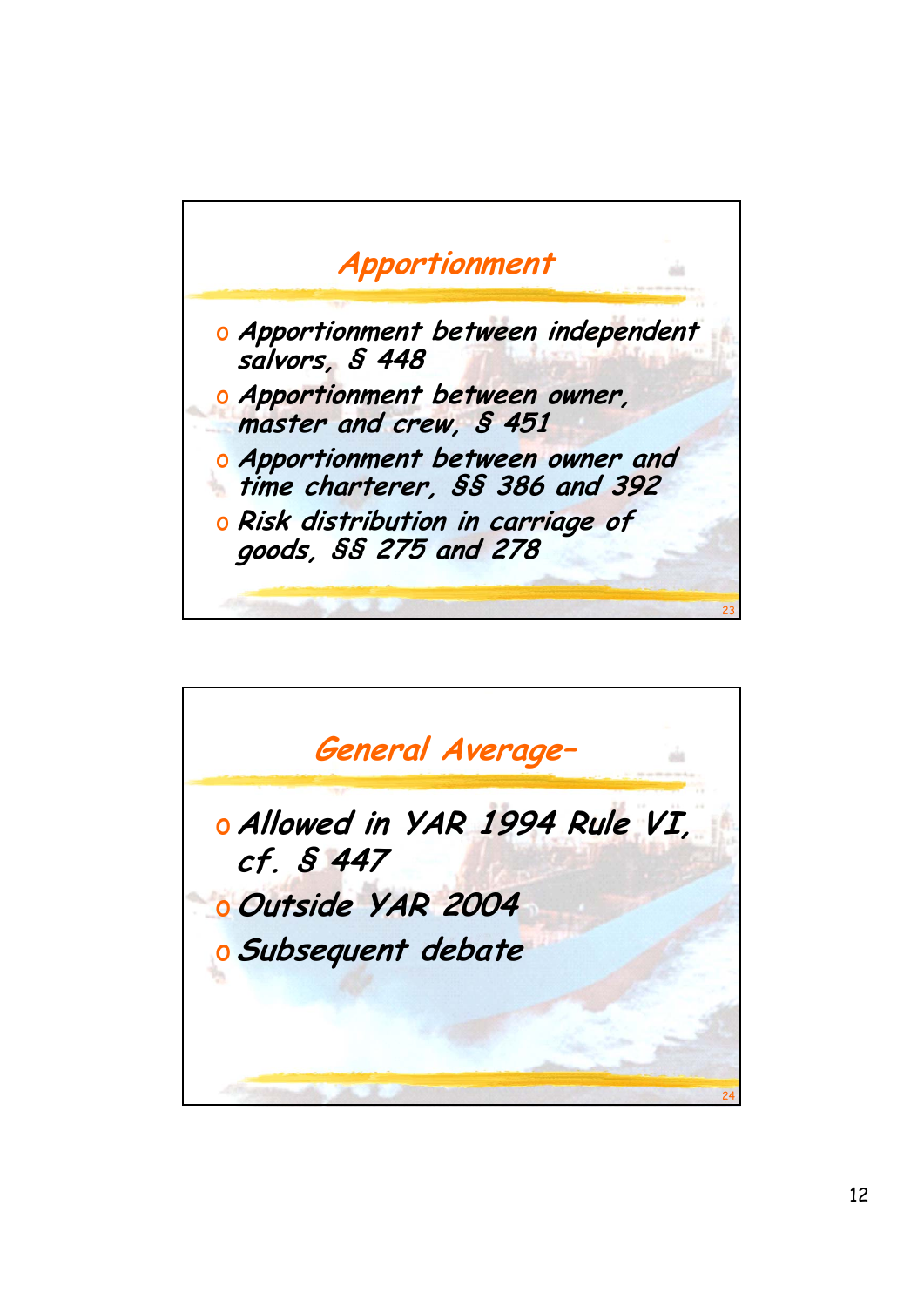## Apportionment

- Apportionment between independent salvors, § 448
- Apportionment between owner, master and crew, § 451
- Apportionment between owner and time charterer, §§ 386 and 392
- Risk distribution in carriage of goods, §§ 275 and 278

## General Average–

- Allowed in YAR 1994 Rule VI, cf. § 447
- Outside YAR 2004
- Subsequent debate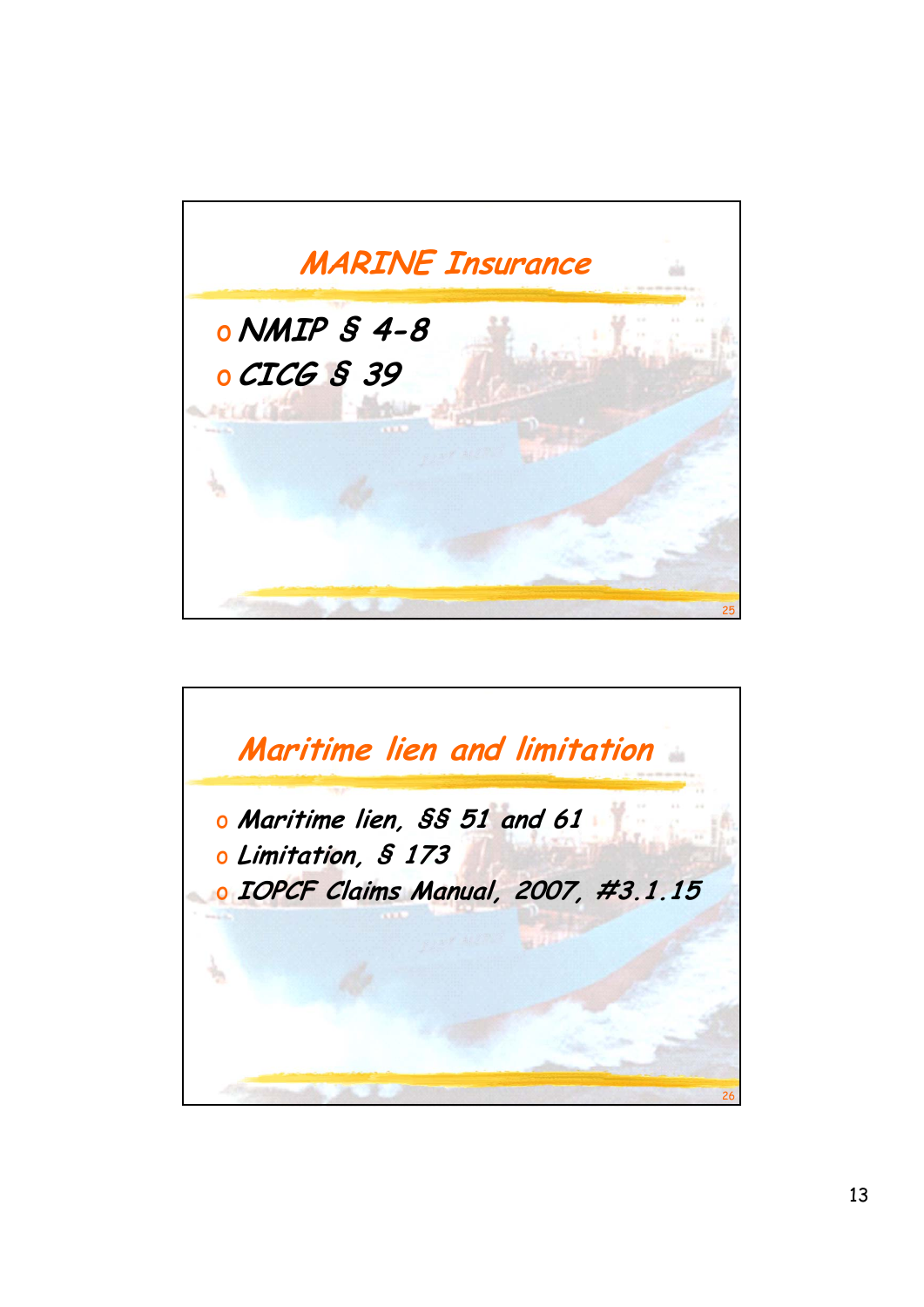## *MARINE Insurance*

- ***NMIP § 4-8***
- ***CICG § 39***

## *Maritime lien and limitation*

- ***Maritime lien, §§ 51 and 61***
- ***Limitation, § 173***
- ***IOPCF Claims Manual, 2007, #3.1.15***